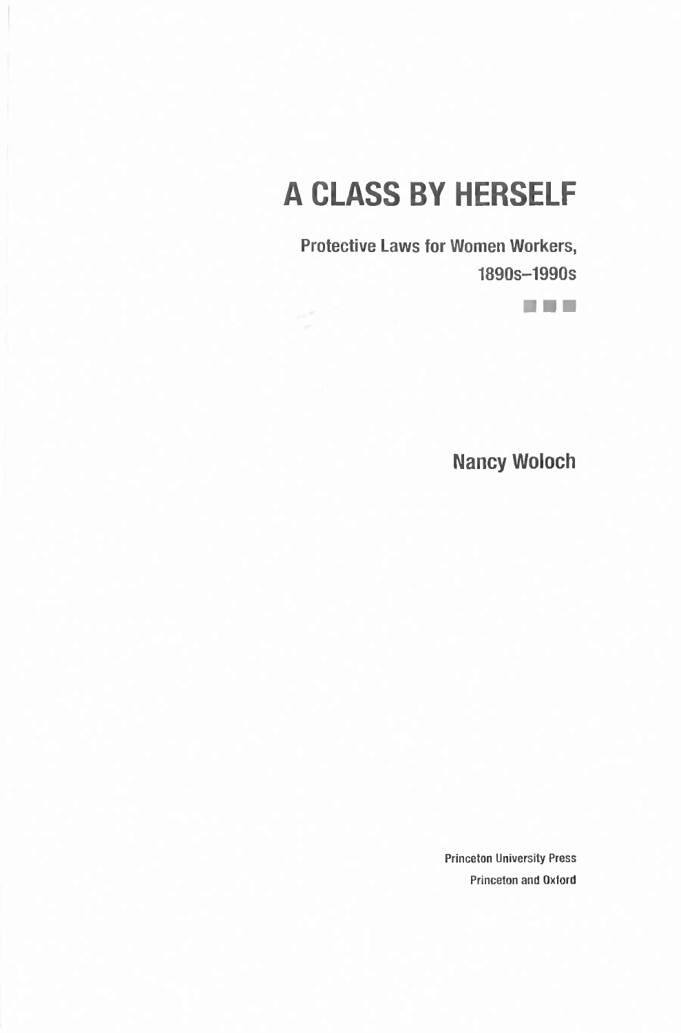# A CLASS BY HERSELF

## Protective Laws for Women Workers, 1890s–1990s

Nancy Woloch

Princeton University Press
Princeton and Oxford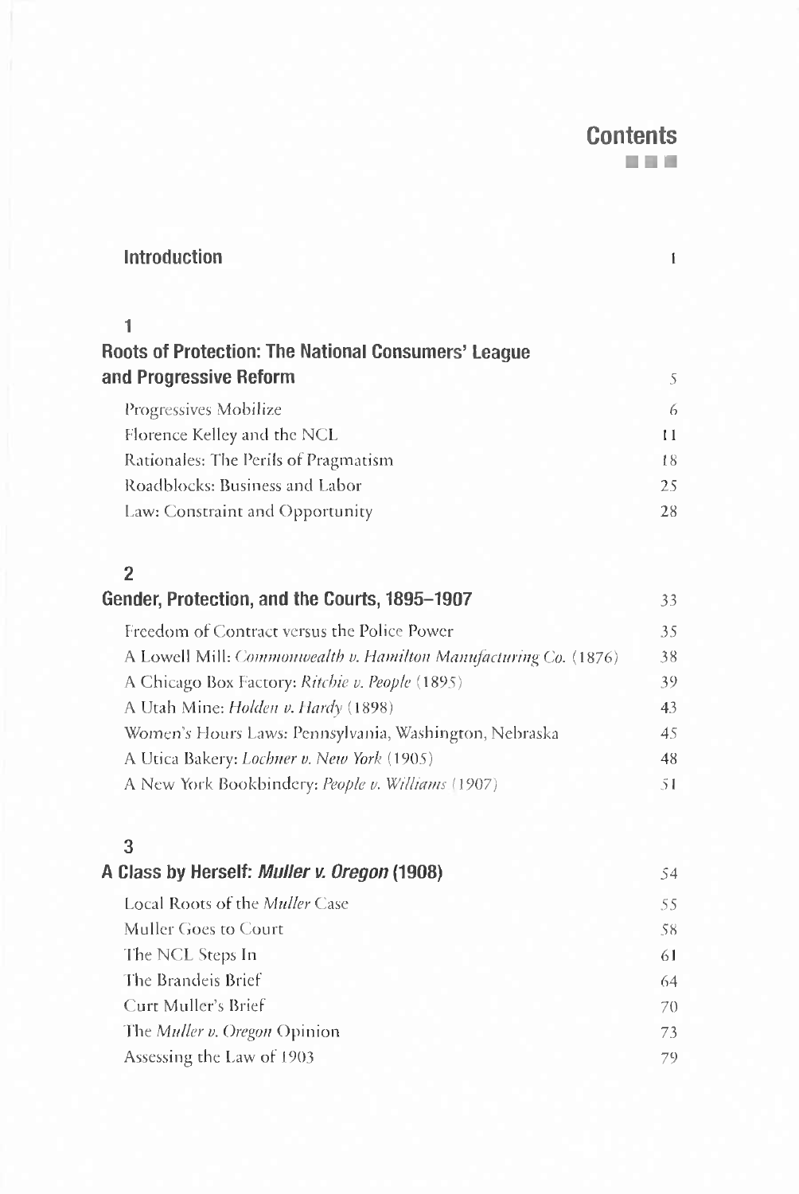# Contents

**Introduction** 1

## 1
## Roots of Protection: The National Consumers' League and Progressive Reform 5

- Progressives Mobilize 6
- Florence Kelley and the NCL 11
- Rationales: The Perils of Pragmatism 18
- Roadblocks: Business and Labor 25
- Law: Constraint and Opportunity 28

## 2
## Gender, Protection, and the Courts, 1895–1907 33

- Freedom of Contract versus the Police Power 35
- A Lowell Mill: *Commonwealth v. Hamilton Manufacturing Co.* (1876) 38
- A Chicago Box Factory: *Ritchie v. People* (1895) 39
- A Utah Mine: *Holden v. Hardy* (1898) 43
- Women's Hours Laws: Pennsylvania, Washington, Nebraska 45
- A Utica Bakery: *Lochner v. New York* (1905) 48
- A New York Bookbindery: *People v. Williams* (1907) 51

## 3
## A Class by Herself: *Muller v. Oregon* (1908) 54

- Local Roots of the *Muller* Case 55
- Muller Goes to Court 58
- The NCL Steps In 61
- The Brandeis Brief 64
- Curt Muller's Brief 70
- The *Muller v. Oregon* Opinion 73
- Assessing the Law of 1903 79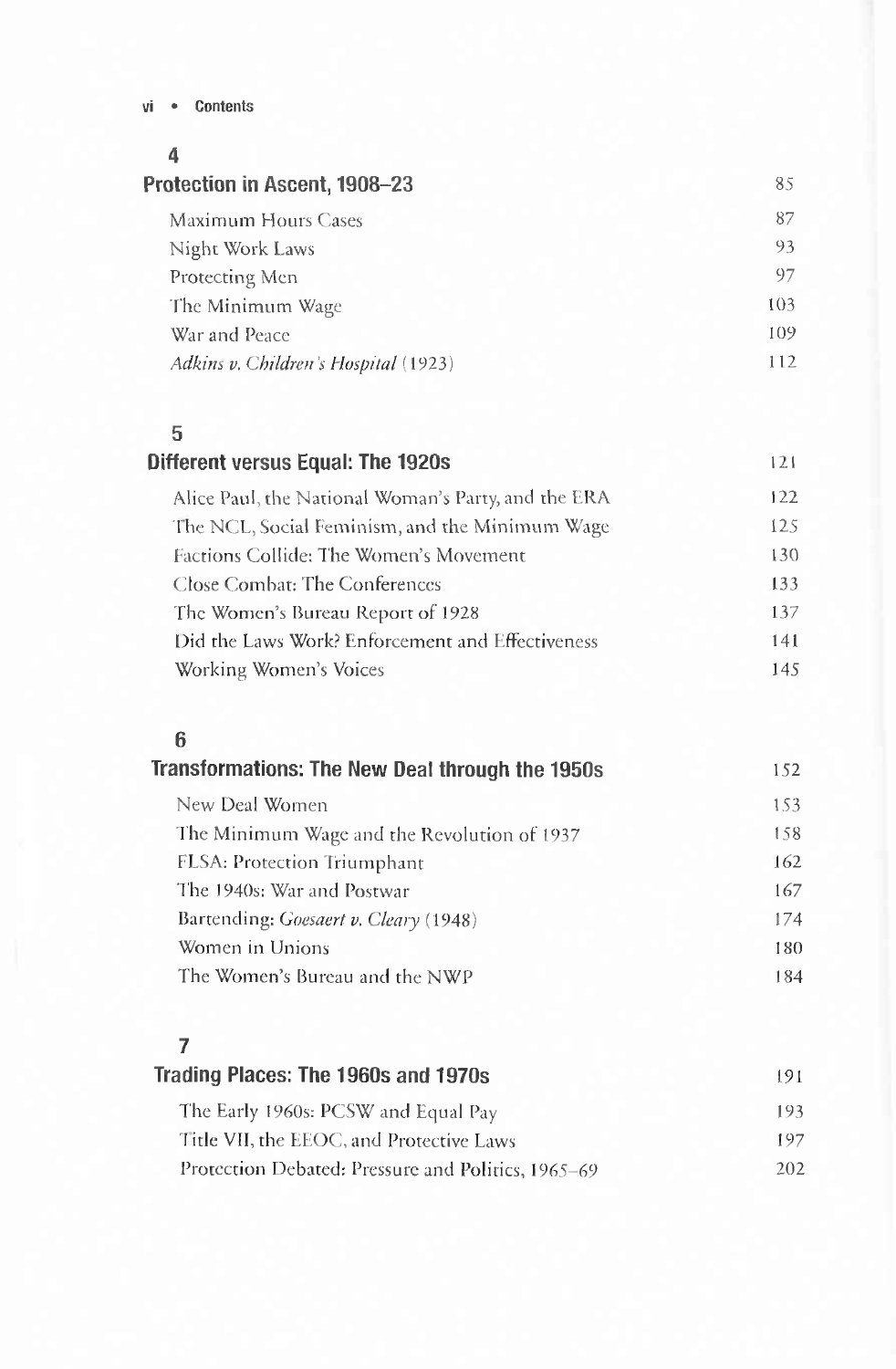## 4

## Protection in Ascent, 1908–23 85

- Maximum Hours Cases 87
- Night Work Laws 93
- Protecting Men 97
- The Minimum Wage 103
- War and Peace 109
- *Adkins v. Children's Hospital* (1923) 112

## 5

## Different versus Equal: The 1920s 121

- Alice Paul, the National Woman's Party, and the ERA 122
- The NCL, Social Feminism, and the Minimum Wage 125
- Factions Collide: The Women's Movement 130
- Close Combat: The Conferences 133
- The Women's Bureau Report of 1928 137
- Did the Laws Work? Enforcement and Effectiveness 141
- Working Women's Voices 145

## 6

## Transformations: The New Deal through the 1950s 152

- New Deal Women 153
- The Minimum Wage and the Revolution of 1937 158
- FLSA: Protection Triumphant 162
- The 1940s: War and Postwar 167
- Bartending: *Goesaert v. Cleary* (1948) 174
- Women in Unions 180
- The Women's Bureau and the NWP 184

## 7

## Trading Places: The 1960s and 1970s 191

- The Early 1960s: PCSW and Equal Pay 193
- Title VII, the EEOC, and Protective Laws 197
- Protection Debated: Pressure and Politics, 1965–69 202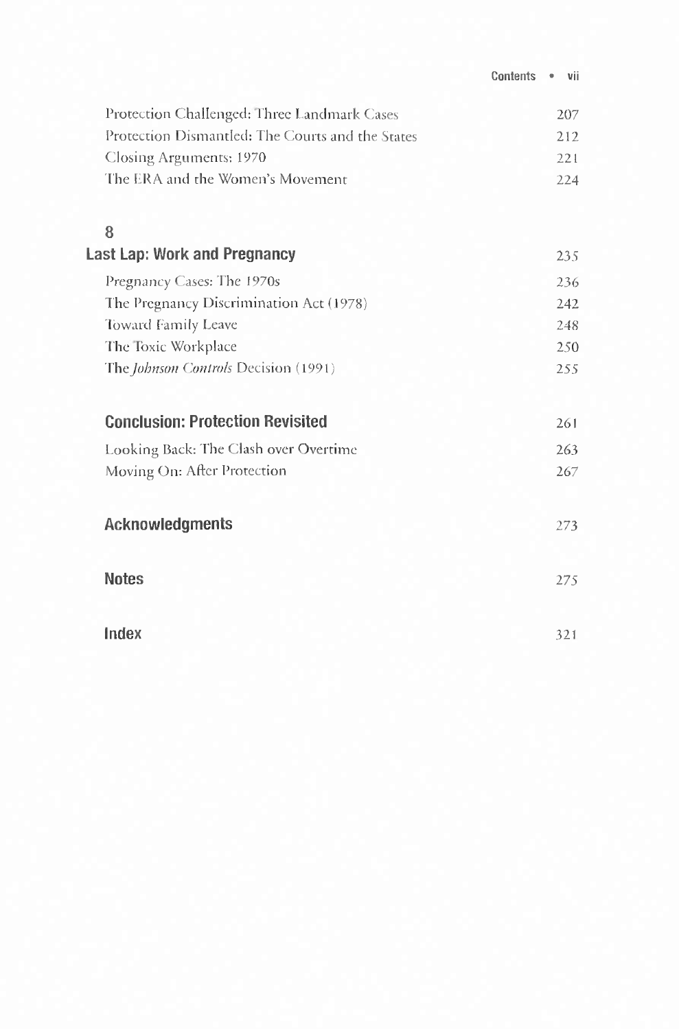| | |
|---|---|
| Protection Challenged: Three Landmark Cases | 207 |
| Protection Dismantled: The Courts and the States | 212 |
| Closing Arguments: 1970 | 221 |
| The ERA and the Women's Movement | 224 |

## 8
## Last Lap: Work and Pregnancy 235

| | |
|---|---|
| Pregnancy Cases: The 1970s | 236 |
| The Pregnancy Discrimination Act (1978) | 242 |
| Toward Family Leave | 248 |
| The Toxic Workplace | 250 |
| The *Johnson Controls* Decision (1991) | 255 |

## Conclusion: Protection Revisited 261

| | |
|---|---|
| Looking Back: The Clash over Overtime | 263 |
| Moving On: After Protection | 267 |

## Acknowledgments 273

## Notes 275

## Index 321